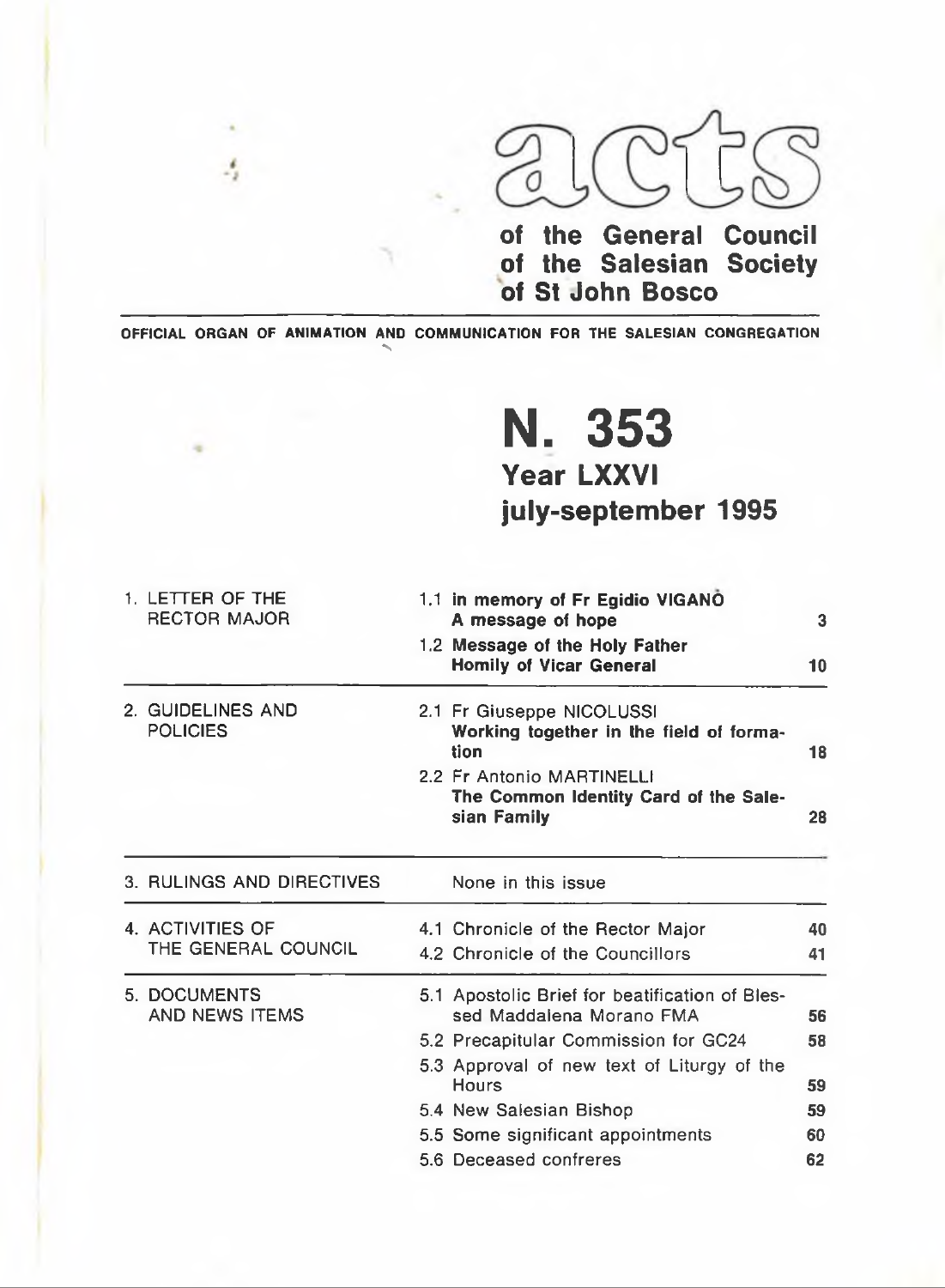# acts

**of the General Council of the Salesian Society of St John Bosco**

**OFFICIAL ORGAN OF ANIMATION AND COMMUNICATION FOR THE SALESIAN CONGREGATION**

# N. 353

## Year LXXVI

## july-september 1995

| | | |
|---|---|---|
| 1. LETTER OF THE RECTOR MAJOR | 1.1 **in memory of Fr Egidio VIGANÒ A message of hope** | 3 |
| | 1.2 **Message of the Holy Father Homily of Vicar General** | 10 |
| 2. GUIDELINES AND POLICIES | 2.1 Fr Giuseppe NICOLUSSI **Working together in the field of formation** | 18 |
| | 2.2 Fr Antonio MARTINELLI **The Common Identity Card of the Salesian Family** | 28 |
| 3. RULINGS AND DIRECTIVES | None in this issue | |
| 4. ACTIVITIES OF THE GENERAL COUNCIL | 4.1 Chronicle of the Rector Major | 40 |
| | 4.2 Chronicle of the Councillors | 41 |
| 5. DOCUMENTS AND NEWS ITEMS | 5.1 Apostolic Brief for beatification of Blessed Maddalena Morano FMA | 56 |
| | 5.2 Precapitular Commission for GC24 | 58 |
| | 5.3 Approval of new text of Liturgy of the Hours | 59 |
| | 5.4 New Salesian Bishop | 59 |
| | 5.5 Some significant appointments | 60 |
| | 5.6 Deceased confreres | 62 |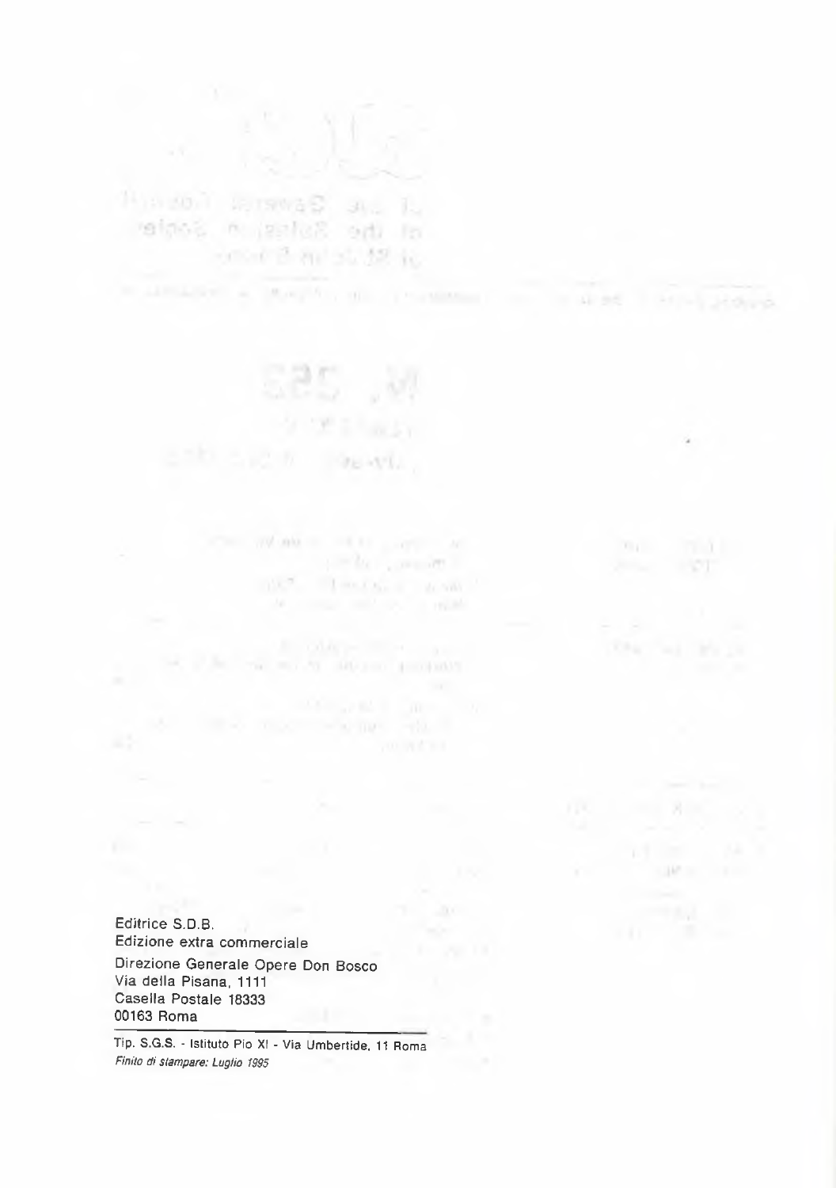Editrice S.D.B.
Edizione extra commerciale

Direzione Generale Opere Don Bosco
Via della Pisana, 1111
Casella Postale 18333
00163 Roma

Tip. S.G.S. - Istituto Pio XI - Via Umbertide, 11 Roma
*Finito di stampare: Luglio 1995*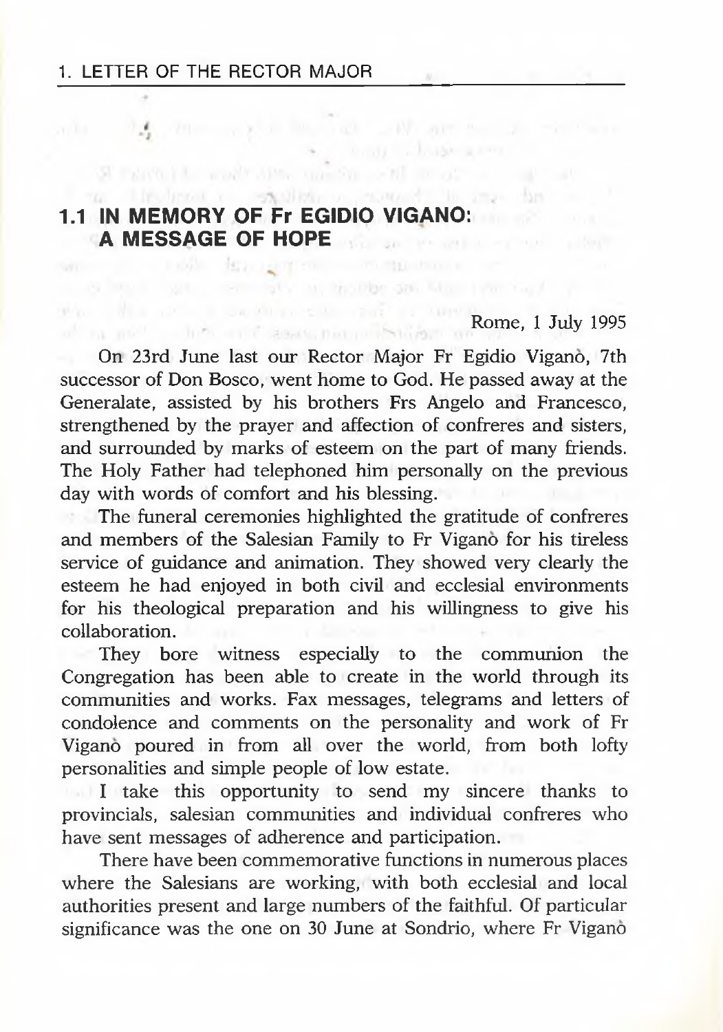## 1.1 IN MEMORY OF Fr EGIDIO VIGANO: A MESSAGE OF HOPE

Rome, 1 July 1995

On 23rd June last our Rector Major Fr Egidio Viganò, 7th successor of Don Bosco, went home to God. He passed away at the Generalate, assisted by his brothers Frs Angelo and Francesco, strengthened by the prayer and affection of confreres and sisters, and surrounded by marks of esteem on the part of many friends. The Holy Father had telephoned him personally on the previous day with words of comfort and his blessing.

The funeral ceremonies highlighted the gratitude of confreres and members of the Salesian Family to Fr Viganò for his tireless service of guidance and animation. They showed very clearly the esteem he had enjoyed in both civil and ecclesial environments for his theological preparation and his willingness to give his collaboration.

They bore witness especially to the communion the Congregation has been able to create in the world through its communities and works. Fax messages, telegrams and letters of condolence and comments on the personality and work of Fr Viganò poured in from all over the world, from both lofty personalities and simple people of low estate.

I take this opportunity to send my sincere thanks to provincials, salesian communities and individual confreres who have sent messages of adherence and participation.

There have been commemorative functions in numerous places where the Salesians are working, with both ecclesial and local authorities present and large numbers of the faithful. Of particular significance was the one on 30 June at Sondrio, where Fr Viganò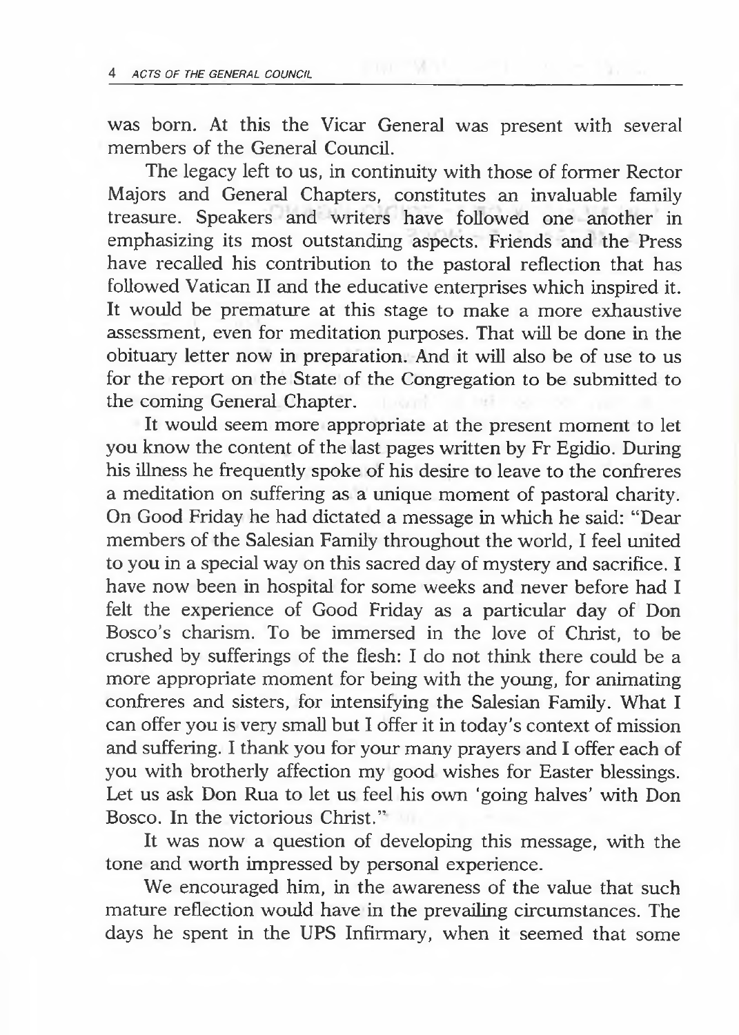was born. At this the Vicar General was present with several members of the General Council.

The legacy left to us, in continuity with those of former Rector Majors and General Chapters, constitutes an invaluable family treasure. Speakers and writers have followed one another in emphasizing its most outstanding aspects. Friends and the Press have recalled his contribution to the pastoral reflection that has followed Vatican II and the educative enterprises which inspired it. It would be premature at this stage to make a more exhaustive assessment, even for meditation purposes. That will be done in the obituary letter now in preparation. And it will also be of use to us for the report on the State of the Congregation to be submitted to the coming General Chapter.

It would seem more appropriate at the present moment to let you know the content of the last pages written by Fr Egidio. During his illness he frequently spoke of his desire to leave to the confreres a meditation on suffering as a unique moment of pastoral charity. On Good Friday he had dictated a message in which he said: "Dear members of the Salesian Family throughout the world, I feel united to you in a special way on this sacred day of mystery and sacrifice. I have now been in hospital for some weeks and never before had I felt the experience of Good Friday as a particular day of Don Bosco's charism. To be immersed in the love of Christ, to be crushed by sufferings of the flesh: I do not think there could be a more appropriate moment for being with the young, for animating confreres and sisters, for intensifying the Salesian Family. What I can offer you is very small but I offer it in today's context of mission and suffering. I thank you for your many prayers and I offer each of you with brotherly affection my good wishes for Easter blessings. Let us ask Don Rua to let us feel his own 'going halves' with Don Bosco. In the victorious Christ."

It was now a question of developing this message, with the tone and worth impressed by personal experience.

We encouraged him, in the awareness of the value that such mature reflection would have in the prevailing circumstances. The days he spent in the UPS Infirmary, when it seemed that some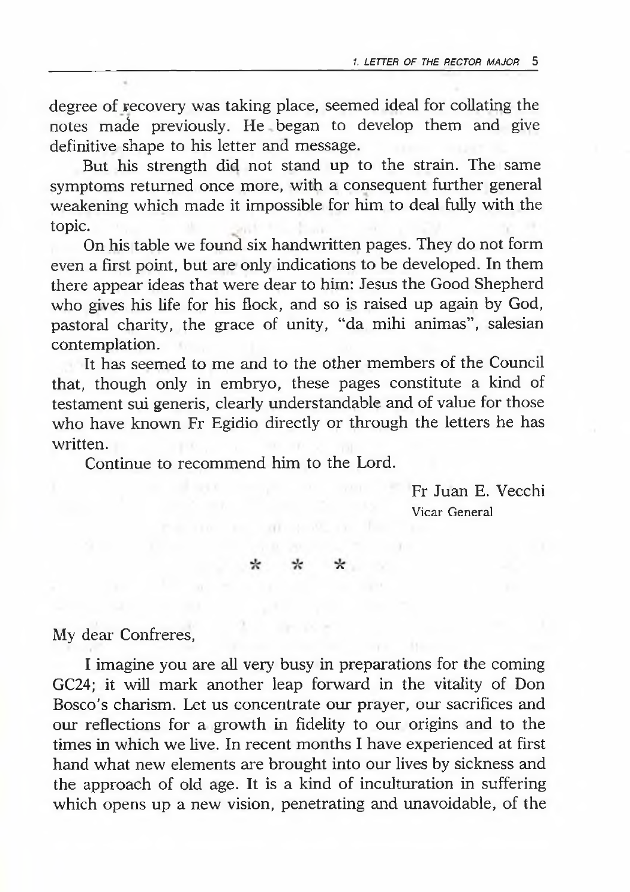degree of recovery was taking place, seemed ideal for collating the notes made previously. He began to develop them and give definitive shape to his letter and message.

But his strength did not stand up to the strain. The same symptoms returned once more, with a consequent further general weakening which made it impossible for him to deal fully with the topic.

On his table we found six handwritten pages. They do not form even a first point, but are only indications to be developed. In them there appear ideas that were dear to him: Jesus the Good Shepherd who gives his life for his flock, and so is raised up again by God, pastoral charity, the grace of unity, "da mihi animas", salesian contemplation.

It has seemed to me and to the other members of the Council that, though only in embryo, these pages constitute a kind of testament sui generis, clearly understandable and of value for those who have known Fr Egidio directly or through the letters he has written.

Continue to recommend him to the Lord.

Fr Juan E. Vecchi
Vicar General

\* \* \*

My dear Confreres,

I imagine you are all very busy in preparations for the coming GC24; it will mark another leap forward in the vitality of Don Bosco's charism. Let us concentrate our prayer, our sacrifices and our reflections for a growth in fidelity to our origins and to the times in which we live. In recent months I have experienced at first hand what new elements are brought into our lives by sickness and the approach of old age. It is a kind of inculturation in suffering which opens up a new vision, penetrating and unavoidable, of the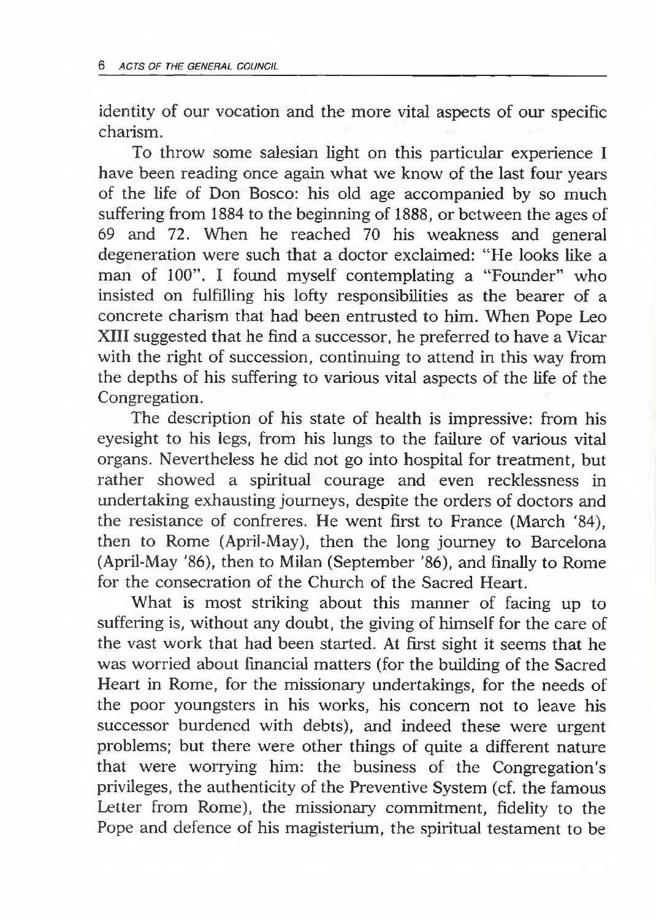identity of our vocation and the more vital aspects of our specific charism.

To throw some salesian light on this particular experience I have been reading once again what we know of the last four years of the life of Don Bosco: his old age accompanied by so much suffering from 1884 to the beginning of 1888, or between the ages of 69 and 72. When he reached 70 his weakness and general degeneration were such that a doctor exclaimed: "He looks like a man of 100". I found myself contemplating a "Founder" who insisted on fulfilling his lofty responsibilities as the bearer of a concrete charism that had been entrusted to him. When Pope Leo XIII suggested that he find a successor, he preferred to have a Vicar with the right of succession, continuing to attend in this way from the depths of his suffering to various vital aspects of the life of the Congregation.

The description of his state of health is impressive: from his eyesight to his legs, from his lungs to the failure of various vital organs. Nevertheless he did not go into hospital for treatment, but rather showed a spiritual courage and even recklessness in undertaking exhausting journeys, despite the orders of doctors and the resistance of confreres. He went first to France (March '84), then to Rome (April-May), then the long journey to Barcelona (April-May '86), then to Milan (September '86), and finally to Rome for the consecration of the Church of the Sacred Heart.

What is most striking about this manner of facing up to suffering is, without any doubt, the giving of himself for the care of the vast work that had been started. At first sight it seems that he was worried about financial matters (for the building of the Sacred Heart in Rome, for the missionary undertakings, for the needs of the poor youngsters in his works, his concern not to leave his successor burdened with debts), and indeed these were urgent problems; but there were other things of quite a different nature that were worrying him: the business of the Congregation's privileges, the authenticity of the Preventive System (cf. the famous Letter from Rome), the missionary commitment, fidelity to the Pope and defence of his magisterium, the spiritual testament to be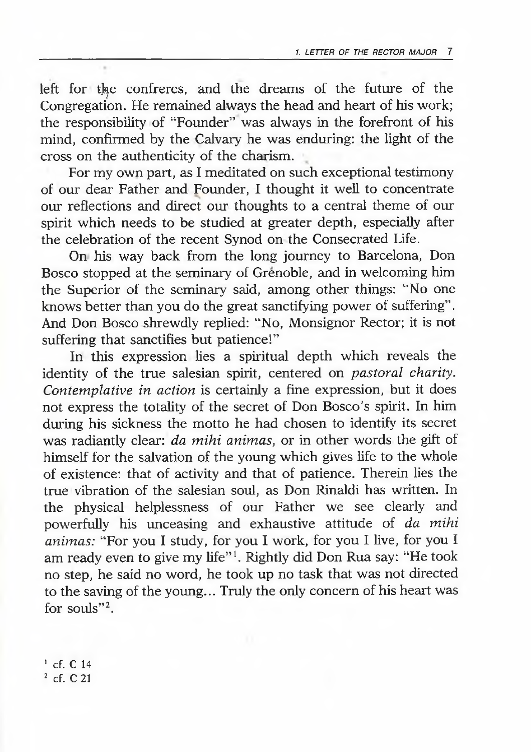left for the confreres, and the dreams of the future of the Congregation. He remained always the head and heart of his work; the responsibility of "Founder" was always in the forefront of his mind, confirmed by the Calvary he was enduring: the light of the cross on the authenticity of the charism.

For my own part, as I meditated on such exceptional testimony of our dear Father and Founder, I thought it well to concentrate our reflections and direct our thoughts to a central theme of our spirit which needs to be studied at greater depth, especially after the celebration of the recent Synod on the Consecrated Life.

On his way back from the long journey to Barcelona, Don Bosco stopped at the seminary of Grénoble, and in welcoming him the Superior of the seminary said, among other things: "No one knows better than you do the great sanctifying power of suffering". And Don Bosco shrewdly replied: "No, Monsignor Rector; it is not suffering that sanctifies but patience!"

In this expression lies a spiritual depth which reveals the identity of the true salesian spirit, centered on *pastoral charity*. *Contemplative in action* is certainly a fine expression, but it does not express the totality of the secret of Don Bosco's spirit. In him during his sickness the motto he had chosen to identify its secret was radiantly clear: *da mihi animas*, or in other words the gift of himself for the salvation of the young which gives life to the whole of existence: that of activity and that of patience. Therein lies the true vibration of the salesian soul, as Don Rinaldi has written. In the physical helplessness of our Father we see clearly and powerfully his unceasing and exhaustive attitude of *da mihi animas:* "For you I study, for you I work, for you I live, for you I am ready even to give my life"[1]. Rightly did Don Rua say: "He took no step, he said no word, he took up no task that was not directed to the saving of the young... Truly the only concern of his heart was for souls"[2].

[1] cf. C 14
[2] cf. C 21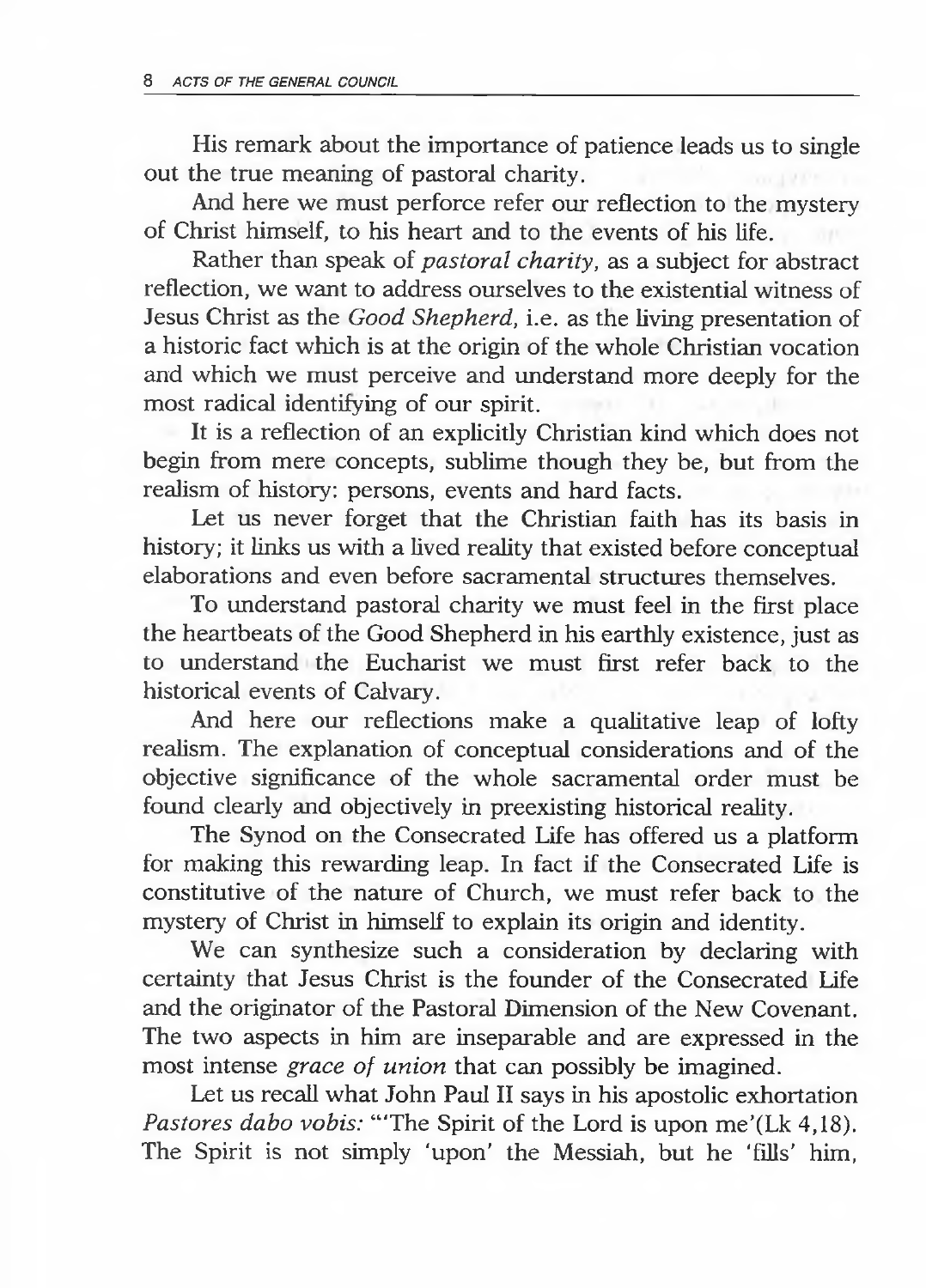His remark about the importance of patience leads us to single out the true meaning of pastoral charity.

And here we must perforce refer our reflection to the mystery of Christ himself, to his heart and to the events of his life.

Rather than speak of *pastoral charity*, as a subject for abstract reflection, we want to address ourselves to the existential witness of Jesus Christ as the *Good Shepherd*, i.e. as the living presentation of a historic fact which is at the origin of the whole Christian vocation and which we must perceive and understand more deeply for the most radical identifying of our spirit.

It is a reflection of an explicitly Christian kind which does not begin from mere concepts, sublime though they be, but from the realism of history: persons, events and hard facts.

Let us never forget that the Christian faith has its basis in history; it links us with a lived reality that existed before conceptual elaborations and even before sacramental structures themselves.

To understand pastoral charity we must feel in the first place the heartbeats of the Good Shepherd in his earthly existence, just as to understand the Eucharist we must first refer back to the historical events of Calvary.

And here our reflections make a qualitative leap of lofty realism. The explanation of conceptual considerations and of the objective significance of the whole sacramental order must be found clearly and objectively in preexisting historical reality.

The Synod on the Consecrated Life has offered us a platform for making this rewarding leap. In fact if the Consecrated Life is constitutive of the nature of Church, we must refer back to the mystery of Christ in himself to explain its origin and identity.

We can synthesize such a consideration by declaring with certainty that Jesus Christ is the founder of the Consecrated Life and the originator of the Pastoral Dimension of the New Covenant. The two aspects in him are inseparable and are expressed in the most intense *grace of union* that can possibly be imagined.

Let us recall what John Paul II says in his apostolic exhortation *Pastores dabo vobis:* "'The Spirit of the Lord is upon me'(Lk 4,18). The Spirit is not simply 'upon' the Messiah, but he 'fills' him,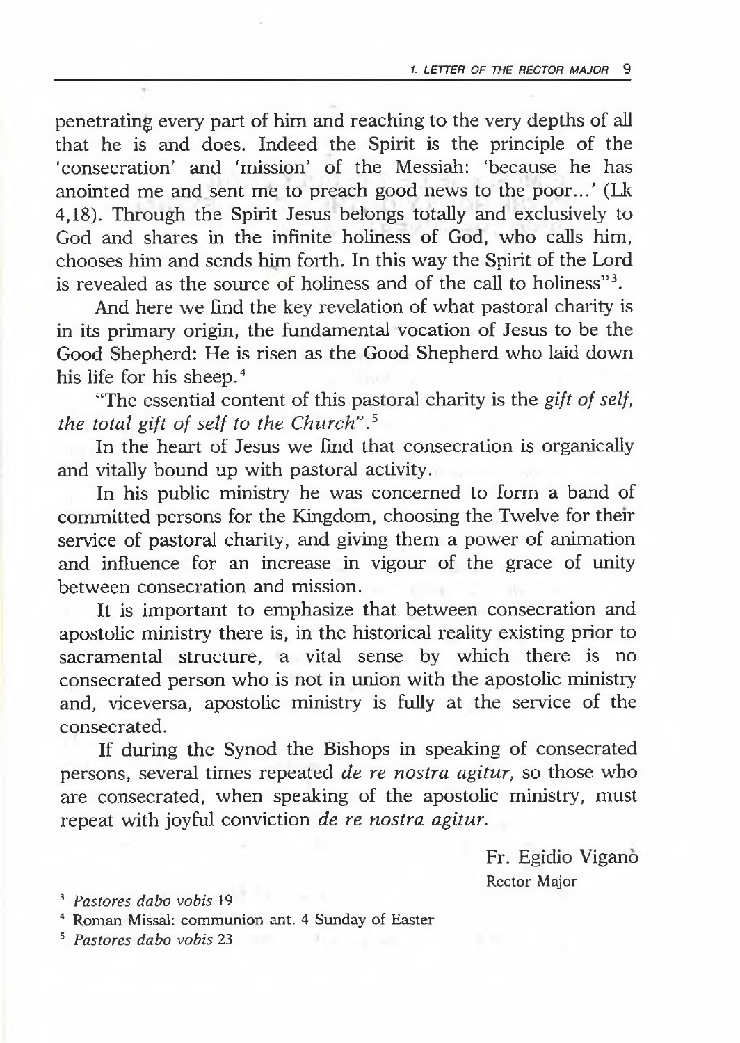penetrating every part of him and reaching to the very depths of all that he is and does. Indeed the Spirit is the principle of the 'consecration' and 'mission' of the Messiah: 'because he has anointed me and sent me to preach good news to the poor...' (Lk 4,18). Through the Spirit Jesus belongs totally and exclusively to God and shares in the infinite holiness of God, who calls him, chooses him and sends him forth. In this way the Spirit of the Lord is revealed as the source of holiness and of the call to holiness"[3].

And here we find the key revelation of what pastoral charity is in its primary origin, the fundamental vocation of Jesus to be the Good Shepherd: He is risen as the Good Shepherd who laid down his life for his sheep.[4]

"The essential content of this pastoral charity is the *gift of self, the total gift of self to the Church*".[5]

In the heart of Jesus we find that consecration is organically and vitally bound up with pastoral activity.

In his public ministry he was concerned to form a band of committed persons for the Kingdom, choosing the Twelve for their service of pastoral charity, and giving them a power of animation and influence for an increase in vigour of the grace of unity between consecration and mission.

It is important to emphasize that between consecration and apostolic ministry there is, in the historical reality existing prior to sacramental structure, a vital sense by which there is no consecrated person who is not in union with the apostolic ministry and, viceversa, apostolic ministry is fully at the service of the consecrated.

If during the Synod the Bishops in speaking of consecrated persons, several times repeated *de re nostra agitur*, so those who are consecrated, when speaking of the apostolic ministry, must repeat with joyful conviction *de re nostra agitur*.

Fr. Egidio Viganò
Rector Major

[3] *Pastores dabo vobis* 19

[4] Roman Missal: communion ant. 4 Sunday of Easter

[5] *Pastores dabo vobis* 23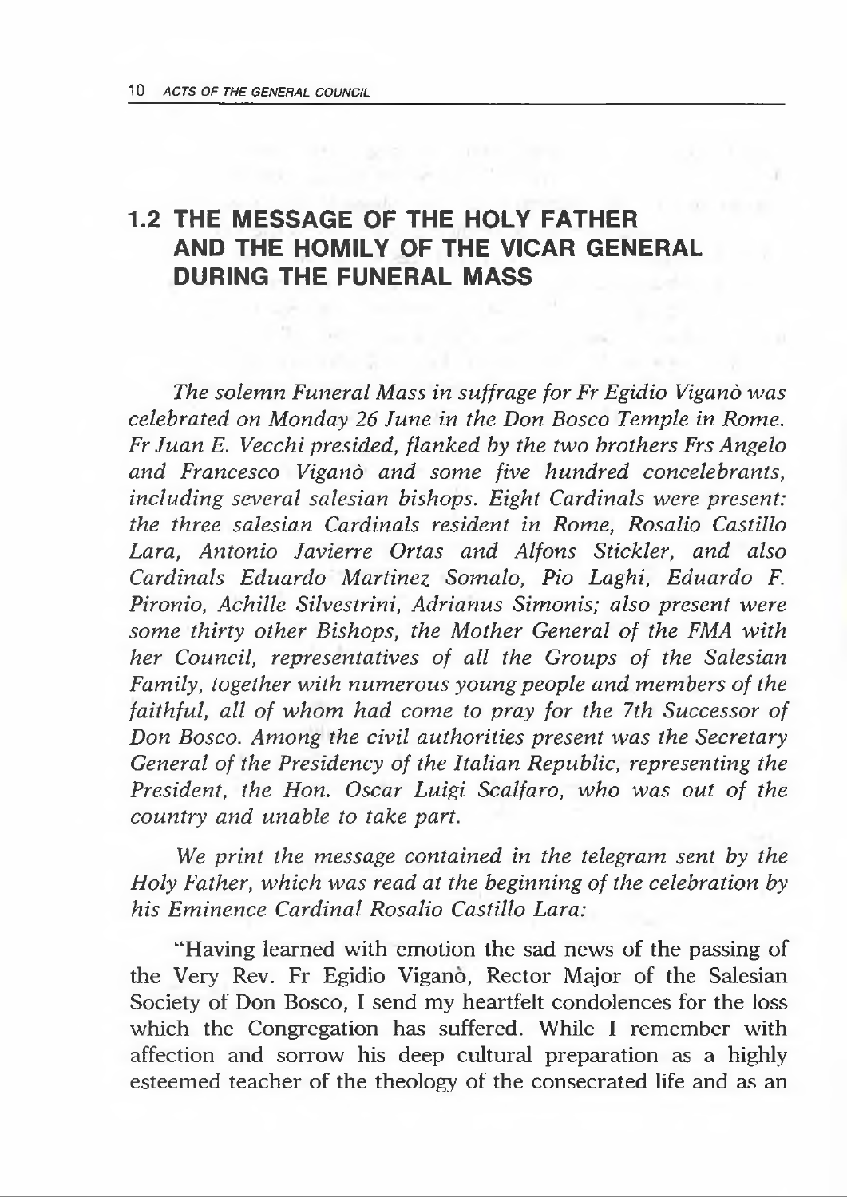## 1.2 THE MESSAGE OF THE HOLY FATHER AND THE HOMILY OF THE VICAR GENERAL DURING THE FUNERAL MASS

*The solemn Funeral Mass in suffrage for Fr Egidio Viganò was celebrated on Monday 26 June in the Don Bosco Temple in Rome. Fr Juan E. Vecchi presided, flanked by the two brothers Frs Angelo and Francesco Viganò and some five hundred concelebrants, including several salesian bishops. Eight Cardinals were present: the three salesian Cardinals resident in Rome, Rosalio Castillo Lara, Antonio Javierre Ortas and Alfons Stickler, and also Cardinals Eduardo Martinez Somalo, Pio Laghi, Eduardo F. Pironio, Achille Silvestrini, Adrianus Simonis; also present were some thirty other Bishops, the Mother General of the FMA with her Council, representatives of all the Groups of the Salesian Family, together with numerous young people and members of the faithful, all of whom had come to pray for the 7th Successor of Don Bosco. Among the civil authorities present was the Secretary General of the Presidency of the Italian Republic, representing the President, the Hon. Oscar Luigi Scalfaro, who was out of the country and unable to take part.*

*We print the message contained in the telegram sent by the Holy Father, which was read at the beginning of the celebration by his Eminence Cardinal Rosalio Castillo Lara:*

"Having learned with emotion the sad news of the passing of the Very Rev. Fr Egidio Viganò, Rector Major of the Salesian Society of Don Bosco, I send my heartfelt condolences for the loss which the Congregation has suffered. While I remember with affection and sorrow his deep cultural preparation as a highly esteemed teacher of the theology of the consecrated life and as an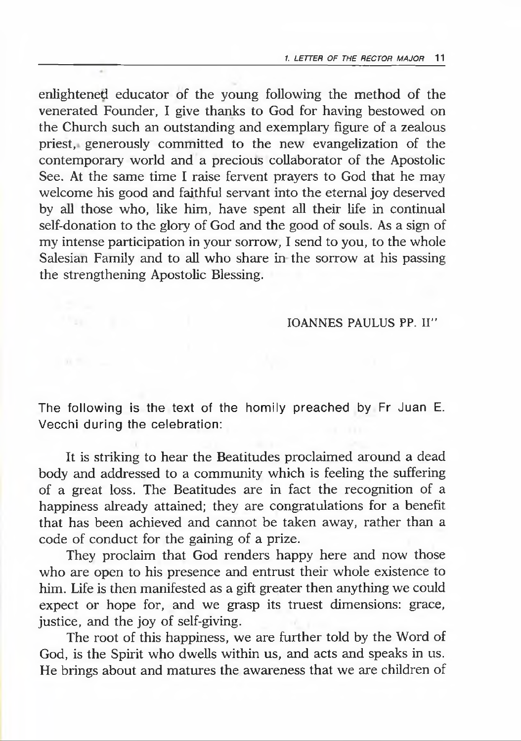enlightened educator of the young following the method of the venerated Founder, I give thanks to God for having bestowed on the Church such an outstanding and exemplary figure of a zealous priest, generously committed to the new evangelization of the contemporary world and a precious collaborator of the Apostolic See. At the same time I raise fervent prayers to God that he may welcome his good and faithful servant into the eternal joy deserved by all those who, like him, have spent all their life in continual self-donation to the glory of God and the good of souls. As a sign of my intense participation in your sorrow, I send to you, to the whole Salesian Family and to all who share in the sorrow at his passing the strengthening Apostolic Blessing.

IOANNES PAULUS PP. II"

The following is the text of the homily preached by Fr Juan E. Vecchi during the celebration:

It is striking to hear the Beatitudes proclaimed around a dead body and addressed to a community which is feeling the suffering of a great loss. The Beatitudes are in fact the recognition of a happiness already attained; they are congratulations for a benefit that has been achieved and cannot be taken away, rather than a code of conduct for the gaining of a prize.

They proclaim that God renders happy here and now those who are open to his presence and entrust their whole existence to him. Life is then manifested as a gift greater then anything we could expect or hope for, and we grasp its truest dimensions: grace, justice, and the joy of self-giving.

The root of this happiness, we are further told by the Word of God, is the Spirit who dwells within us, and acts and speaks in us. He brings about and matures the awareness that we are children of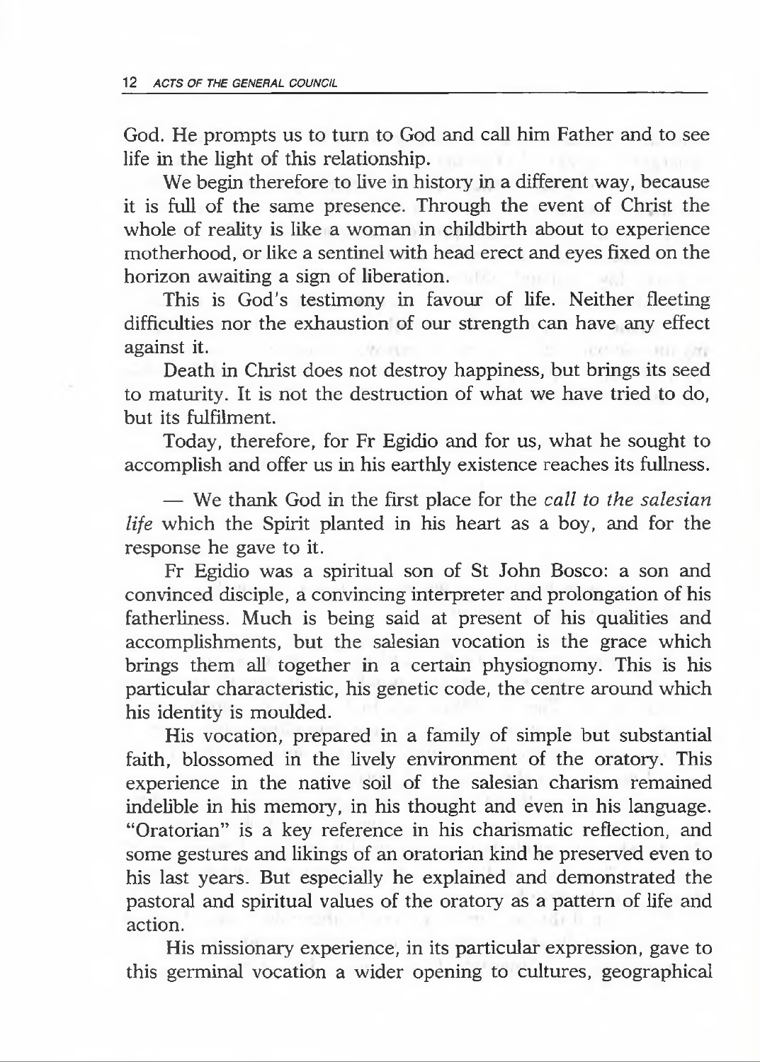God. He prompts us to turn to God and call him Father and to see life in the light of this relationship.

We begin therefore to live in history in a different way, because it is full of the same presence. Through the event of Christ the whole of reality is like a woman in childbirth about to experience motherhood, or like a sentinel with head erect and eyes fixed on the horizon awaiting a sign of liberation.

This is God's testimony in favour of life. Neither fleeting difficulties nor the exhaustion of our strength can have any effect against it.

Death in Christ does not destroy happiness, but brings its seed to maturity. It is not the destruction of what we have tried to do, but its fulfilment.

Today, therefore, for Fr Egidio and for us, what he sought to accomplish and offer us in his earthly existence reaches its fullness.

— We thank God in the first place for the *call to the salesian life* which the Spirit planted in his heart as a boy, and for the response he gave to it.

Fr Egidio was a spiritual son of St John Bosco: a son and convinced disciple, a convincing interpreter and prolongation of his fatherliness. Much is being said at present of his qualities and accomplishments, but the salesian vocation is the grace which brings them all together in a certain physiognomy. This is his particular characteristic, his genetic code, the centre around which his identity is moulded.

His vocation, prepared in a family of simple but substantial faith, blossomed in the lively environment of the oratory. This experience in the native soil of the salesian charism remained indelible in his memory, in his thought and even in his language. "Oratorian" is a key reference in his charismatic reflection, and some gestures and likings of an oratorian kind he preserved even to his last years. But especially he explained and demonstrated the pastoral and spiritual values of the oratory as a pattern of life and action.

His missionary experience, in its particular expression, gave to this germinal vocation a wider opening to cultures, geographical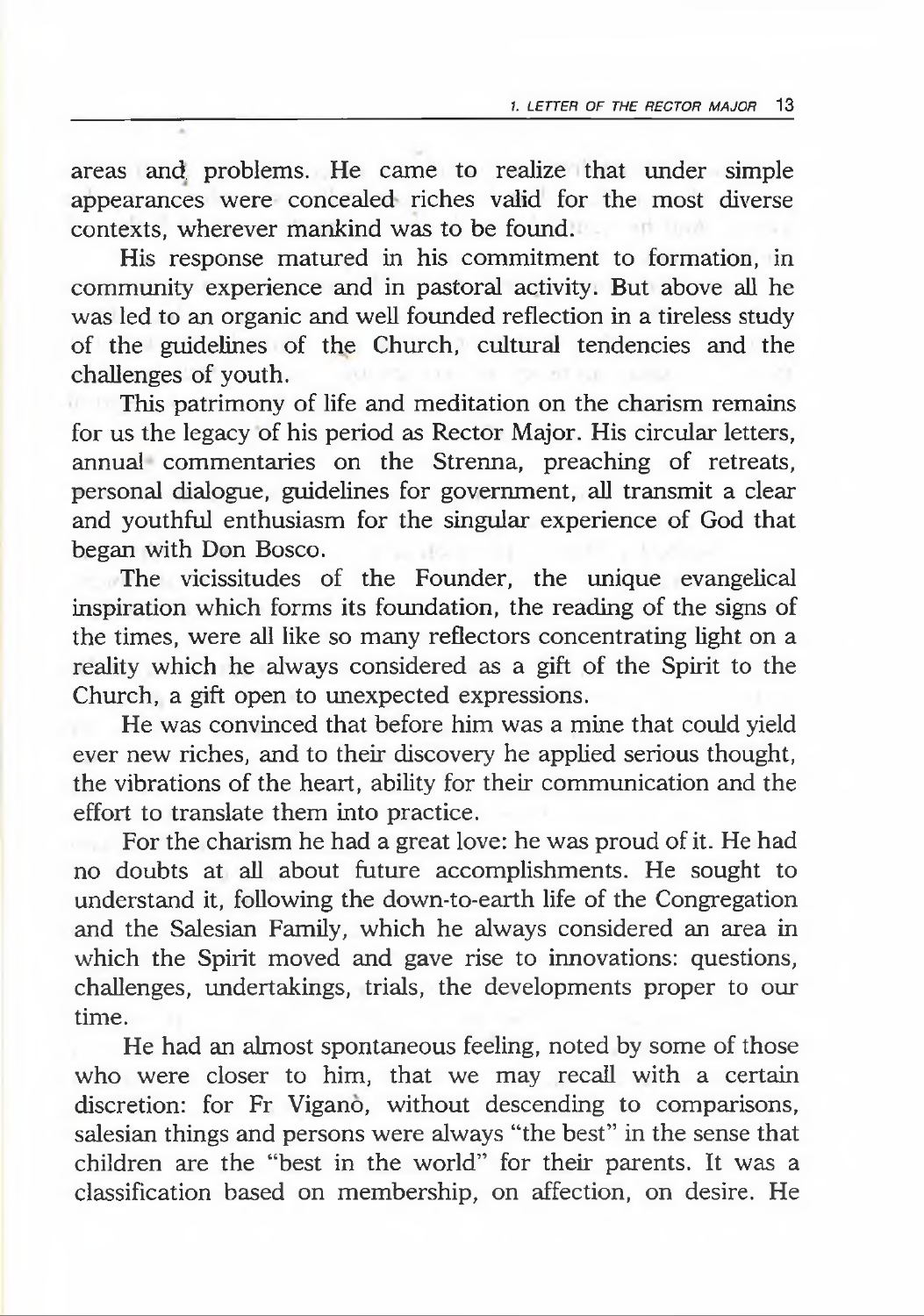areas and problems. He came to realize that under simple appearances were concealed riches valid for the most diverse contexts, wherever mankind was to be found.

His response matured in his commitment to formation, in community experience and in pastoral activity. But above all he was led to an organic and well founded reflection in a tireless study of the guidelines of the Church, cultural tendencies and the challenges of youth.

This patrimony of life and meditation on the charism remains for us the legacy of his period as Rector Major. His circular letters, annual commentaries on the Strenna, preaching of retreats, personal dialogue, guidelines for government, all transmit a clear and youthful enthusiasm for the singular experience of God that began with Don Bosco.

The vicissitudes of the Founder, the unique evangelical inspiration which forms its foundation, the reading of the signs of the times, were all like so many reflectors concentrating light on a reality which he always considered as a gift of the Spirit to the Church, a gift open to unexpected expressions.

He was convinced that before him was a mine that could yield ever new riches, and to their discovery he applied serious thought, the vibrations of the heart, ability for their communication and the effort to translate them into practice.

For the charism he had a great love: he was proud of it. He had no doubts at all about future accomplishments. He sought to understand it, following the down-to-earth life of the Congregation and the Salesian Family, which he always considered an area in which the Spirit moved and gave rise to innovations: questions, challenges, undertakings, trials, the developments proper to our time.

He had an almost spontaneous feeling, noted by some of those who were closer to him, that we may recall with a certain discretion: for Fr Viganò, without descending to comparisons, salesian things and persons were always "the best" in the sense that children are the "best in the world" for their parents. It was a classification based on membership, on affection, on desire. He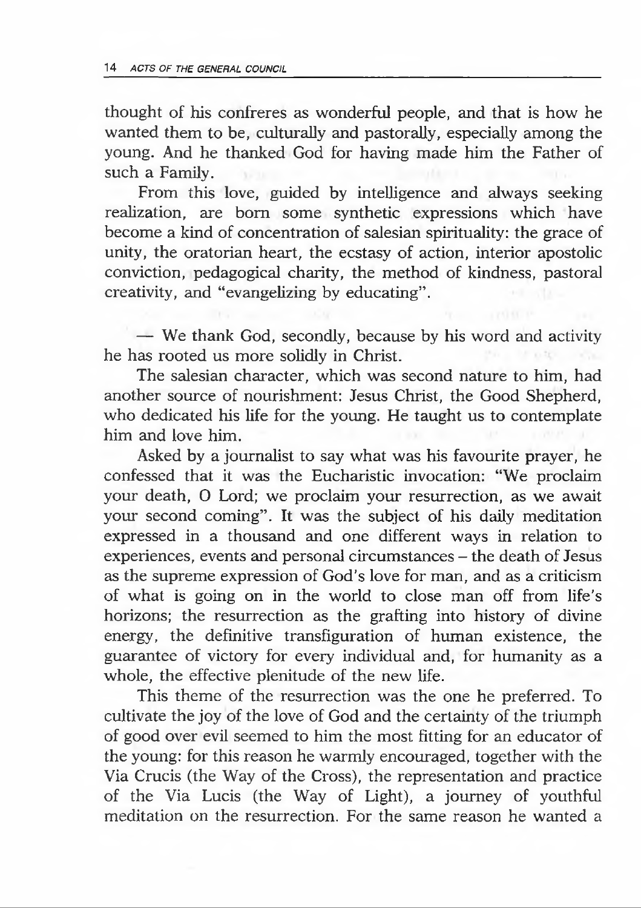thought of his confreres as wonderful people, and that is how he wanted them to be, culturally and pastorally, especially among the young. And he thanked God for having made him the Father of such a Family.

From this love, guided by intelligence and always seeking realization, are born some synthetic expressions which have become a kind of concentration of salesian spirituality: the grace of unity, the oratorian heart, the ecstasy of action, interior apostolic conviction, pedagogical charity, the method of kindness, pastoral creativity, and "evangelizing by educating".

— We thank God, secondly, because by his word and activity he has rooted us more solidly in Christ.

The salesian character, which was second nature to him, had another source of nourishment: Jesus Christ, the Good Shepherd, who dedicated his life for the young. He taught us to contemplate him and love him.

Asked by a journalist to say what was his favourite prayer, he confessed that it was the Eucharistic invocation: "We proclaim your death, O Lord; we proclaim your resurrection, as we await your second coming". It was the subject of his daily meditation expressed in a thousand and one different ways in relation to experiences, events and personal circumstances – the death of Jesus as the supreme expression of God's love for man, and as a criticism of what is going on in the world to close man off from life's horizons; the resurrection as the grafting into history of divine energy, the definitive transfiguration of human existence, the guarantee of victory for every individual and, for humanity as a whole, the effective plenitude of the new life.

This theme of the resurrection was the one he preferred. To cultivate the joy of the love of God and the certainty of the triumph of good over evil seemed to him the most fitting for an educator of the young: for this reason he warmly encouraged, together with the Via Crucis (the Way of the Cross), the representation and practice of the Via Lucis (the Way of Light), a journey of youthful meditation on the resurrection. For the same reason he wanted a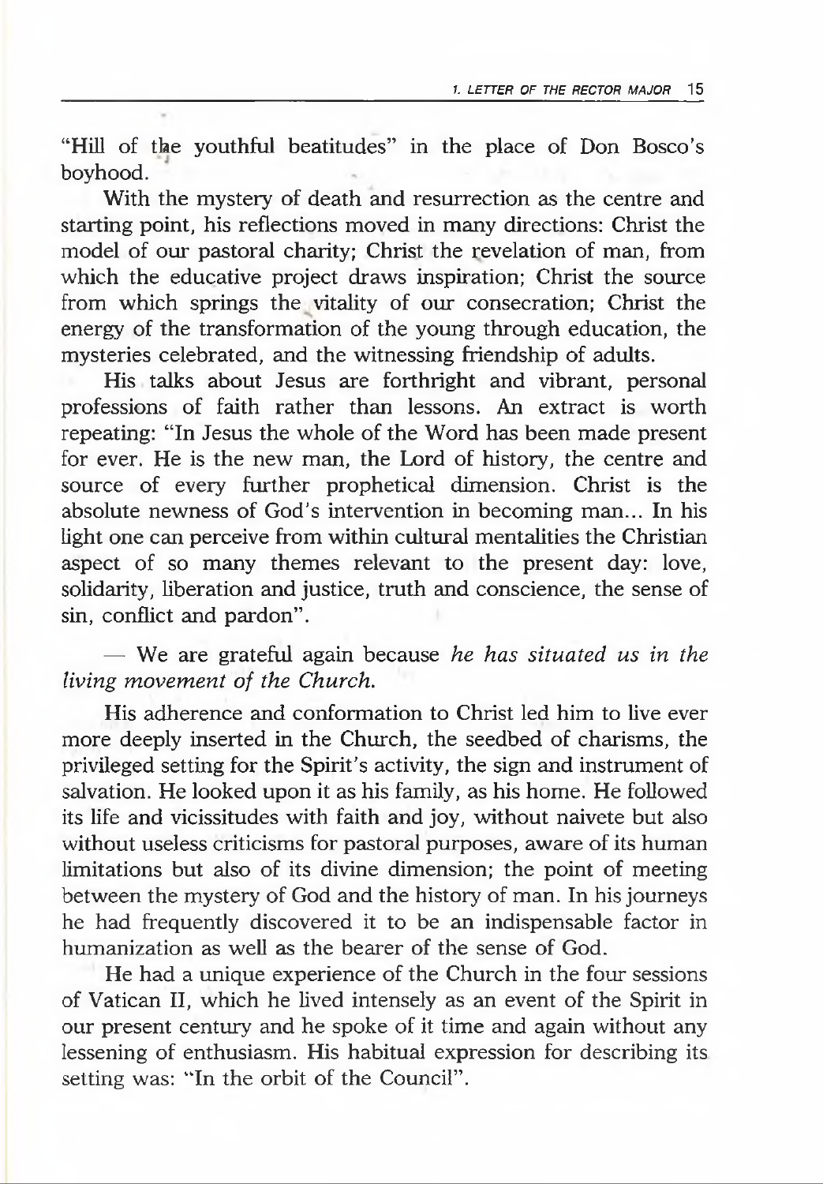"Hill of the youthful beatitudes" in the place of Don Bosco's boyhood.

With the mystery of death and resurrection as the centre and starting point, his reflections moved in many directions: Christ the model of our pastoral charity; Christ the revelation of man, from which the educative project draws inspiration; Christ the source from which springs the vitality of our consecration; Christ the energy of the transformation of the young through education, the mysteries celebrated, and the witnessing friendship of adults.

His talks about Jesus are forthright and vibrant, personal professions of faith rather than lessons. An extract is worth repeating: "In Jesus the whole of the Word has been made present for ever. He is the new man, the Lord of history, the centre and source of every further prophetical dimension. Christ is the absolute newness of God's intervention in becoming man... In his light one can perceive from within cultural mentalities the Christian aspect of so many themes relevant to the present day: love, solidarity, liberation and justice, truth and conscience, the sense of sin, conflict and pardon".

— We are grateful again because *he has situated us in the living movement of the Church.*

His adherence and conformation to Christ led him to live ever more deeply inserted in the Church, the seedbed of charisms, the privileged setting for the Spirit's activity, the sign and instrument of salvation. He looked upon it as his family, as his home. He followed its life and vicissitudes with faith and joy, without naivete but also without useless criticisms for pastoral purposes, aware of its human limitations but also of its divine dimension; the point of meeting between the mystery of God and the history of man. In his journeys he had frequently discovered it to be an indispensable factor in humanization as well as the bearer of the sense of God.

He had a unique experience of the Church in the four sessions of Vatican II, which he lived intensely as an event of the Spirit in our present century and he spoke of it time and again without any lessening of enthusiasm. His habitual expression for describing its setting was: "In the orbit of the Council".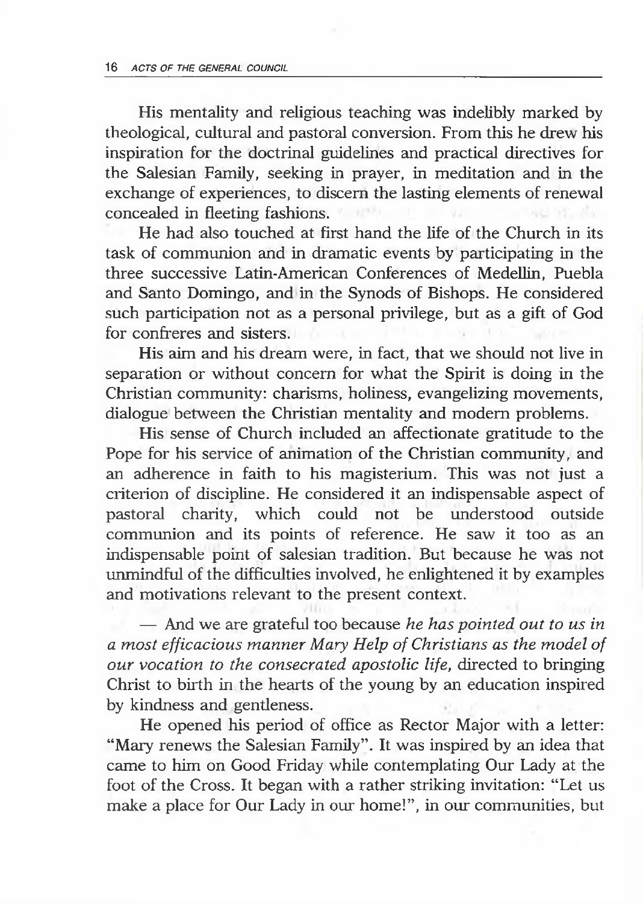His mentality and religious teaching was indelibly marked by theological, cultural and pastoral conversion. From this he drew his inspiration for the doctrinal guidelines and practical directives for the Salesian Family, seeking in prayer, in meditation and in the exchange of experiences, to discern the lasting elements of renewal concealed in fleeting fashions.

He had also touched at first hand the life of the Church in its task of communion and in dramatic events by participating in the three successive Latin-American Conferences of Medellin, Puebla and Santo Domingo, and in the Synods of Bishops. He considered such participation not as a personal privilege, but as a gift of God for confreres and sisters.

His aim and his dream were, in fact, that we should not live in separation or without concern for what the Spirit is doing in the Christian community: charisms, holiness, evangelizing movements, dialogue between the Christian mentality and modern problems.

His sense of Church included an affectionate gratitude to the Pope for his service of animation of the Christian community, and an adherence in faith to his magisterium. This was not just a criterion of discipline. He considered it an indispensable aspect of pastoral charity, which could not be understood outside communion and its points of reference. He saw it too as an indispensable point of salesian tradition. But because he was not unmindful of the difficulties involved, he enlightened it by examples and motivations relevant to the present context.

— And we are grateful too because *he has pointed out to us in a most efficacious manner Mary Help of Christians as the model of our vocation to the consecrated apostolic life,* directed to bringing Christ to birth in the hearts of the young by an education inspired by kindness and gentleness.

He opened his period of office as Rector Major with a letter: "Mary renews the Salesian Family". It was inspired by an idea that came to him on Good Friday while contemplating Our Lady at the foot of the Cross. It began with a rather striking invitation: "Let us make a place for Our Lady in our home!", in our communities, but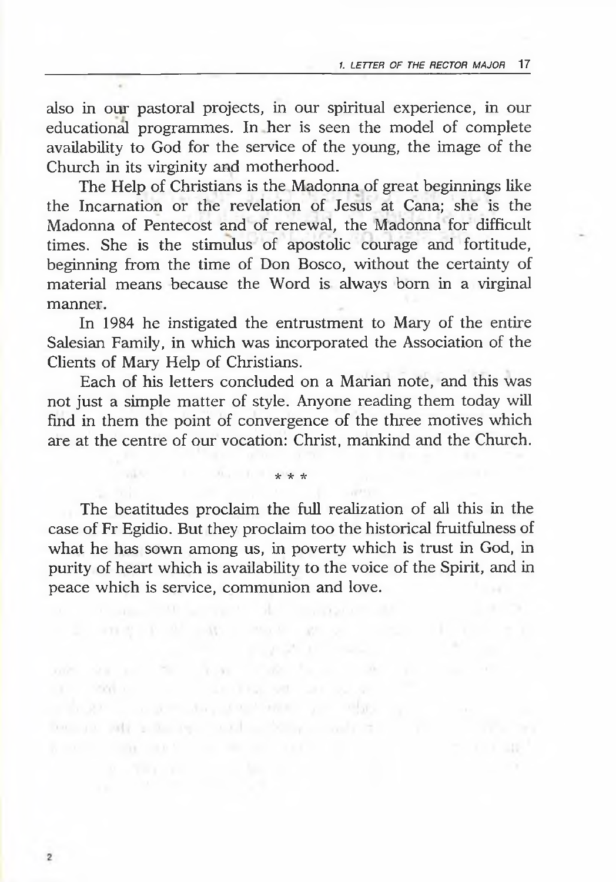also in our pastoral projects, in our spiritual experience, in our educational programmes. In her is seen the model of complete availability to God for the service of the young, the image of the Church in its virginity and motherhood.

The Help of Christians is the Madonna of great beginnings like the Incarnation or the revelation of Jesus at Cana; she is the Madonna of Pentecost and of renewal, the Madonna for difficult times. She is the stimulus of apostolic courage and fortitude, beginning from the time of Don Bosco, without the certainty of material means because the Word is always born in a virginal manner.

In 1984 he instigated the entrustment to Mary of the entire Salesian Family, in which was incorporated the Association of the Clients of Mary Help of Christians.

Each of his letters concluded on a Marian note, and this was not just a simple matter of style. Anyone reading them today will find in them the point of convergence of the three motives which are at the centre of our vocation: Christ, mankind and the Church.

* * *

The beatitudes proclaim the full realization of all this in the case of Fr Egidio. But they proclaim too the historical fruitfulness of what he has sown among us, in poverty which is trust in God, in purity of heart which is availability to the voice of the Spirit, and in peace which is service, communion and love.